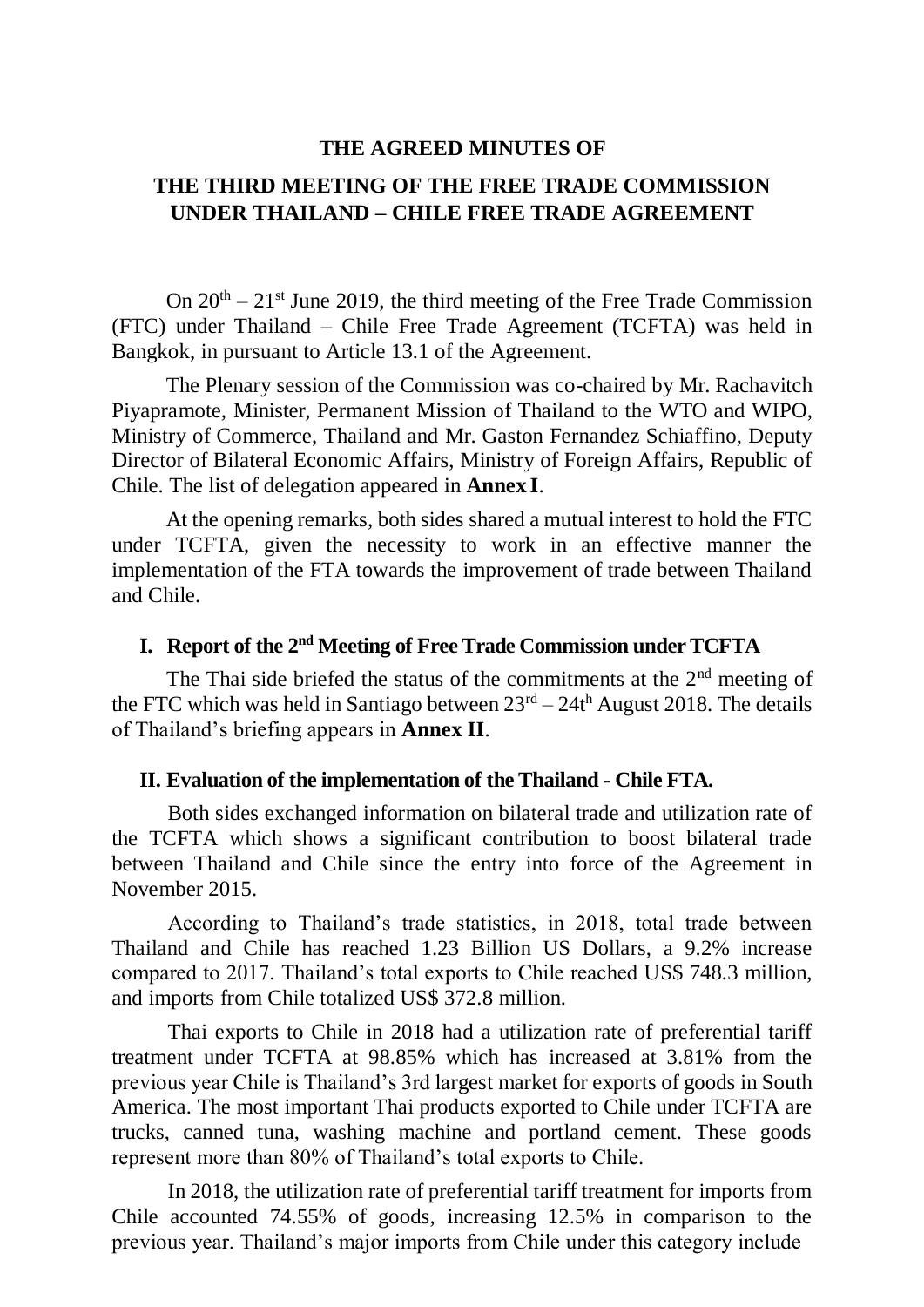**THE AGREED MINUTES OF**

**THE THIRD MEETING OF THE FREE TRADE COMMISSION UNDER THAILAND – CHILE FREE TRADE AGREEMENT**

On 20th – 21st June 2019, the third meeting of the Free Trade Commission (FTC) under Thailand – Chile Free Trade Agreement (TCFTA) was held in Bangkok, in pursuant to Article 13.1 of the Agreement.

The Plenary session of the Commission was co-chaired by Mr. Rachavitch Piyapramote, Minister, Permanent Mission of Thailand to the WTO and WIPO, Ministry of Commerce, Thailand and Mr. Gaston Fernandez Schiaffino, Deputy Director of Bilateral Economic Affairs, Ministry of Foreign Affairs, Republic of Chile. The list of delegation appeared in **Annex I**.

At the opening remarks, both sides shared a mutual interest to hold the FTC under TCFTA, given the necessity to work in an effective manner the implementation of the FTA towards the improvement of trade between Thailand and Chile.

## I. Report of the 2nd Meeting of Free Trade Commission under TCFTA

The Thai side briefed the status of the commitments at the 2nd meeting of the FTC which was held in Santiago between 23rd – 24th August 2018. The details of Thailand's briefing appears in **Annex II**.

## II. Evaluation of the implementation of the Thailand - Chile FTA.

Both sides exchanged information on bilateral trade and utilization rate of the TCFTA which shows a significant contribution to boost bilateral trade between Thailand and Chile since the entry into force of the Agreement in November 2015.

According to Thailand's trade statistics, in 2018, total trade between Thailand and Chile has reached 1.23 Billion US Dollars, a 9.2% increase compared to 2017. Thailand's total exports to Chile reached US$ 748.3 million, and imports from Chile totalized US$ 372.8 million.

Thai exports to Chile in 2018 had a utilization rate of preferential tariff treatment under TCFTA at 98.85% which has increased at 3.81% from the previous year Chile is Thailand's 3rd largest market for exports of goods in South America. The most important Thai products exported to Chile under TCFTA are trucks, canned tuna, washing machine and portland cement. These goods represent more than 80% of Thailand's total exports to Chile.

In 2018, the utilization rate of preferential tariff treatment for imports from Chile accounted 74.55% of goods, increasing 12.5% in comparison to the previous year. Thailand's major imports from Chile under this category include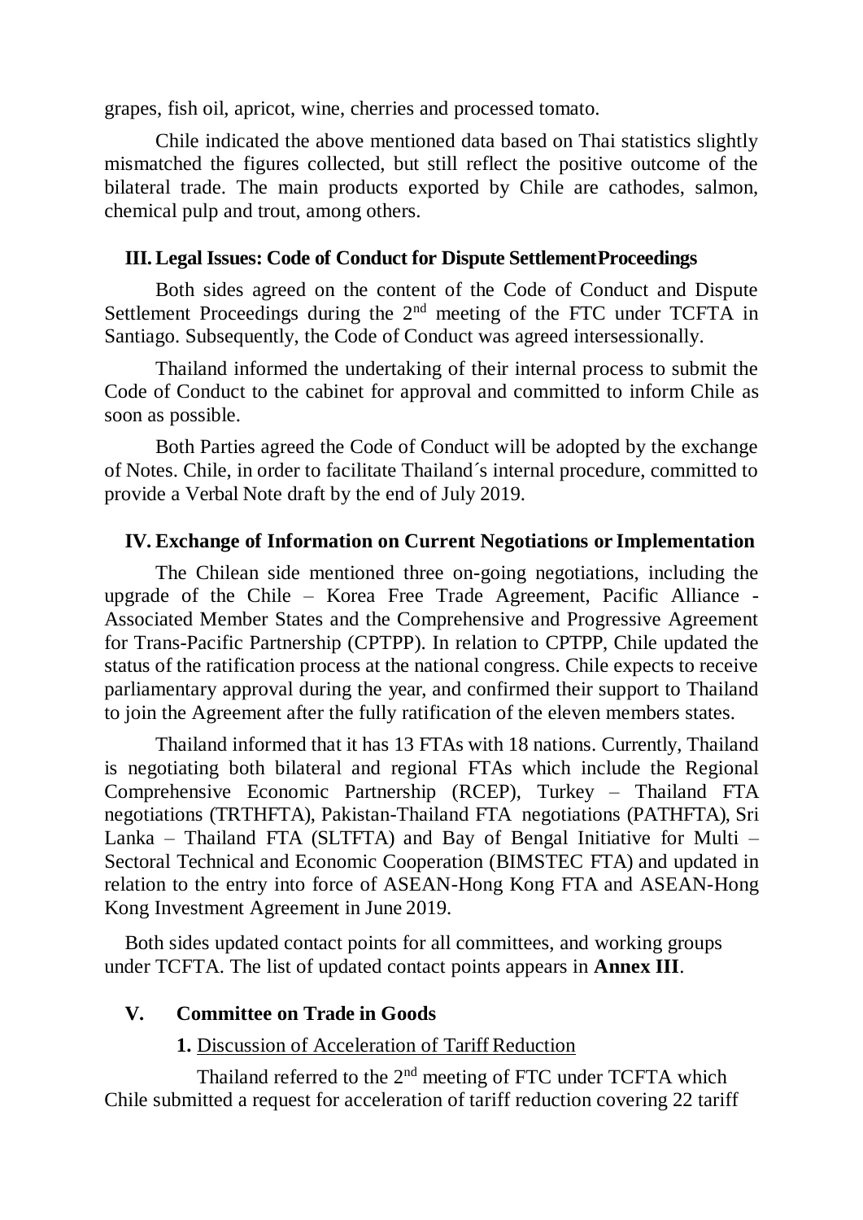grapes, fish oil, apricot, wine, cherries and processed tomato.

Chile indicated the above mentioned data based on Thai statistics slightly mismatched the figures collected, but still reflect the positive outcome of the bilateral trade. The main products exported by Chile are cathodes, salmon, chemical pulp and trout, among others.

### III. Legal Issues: Code of Conduct for Dispute Settlement Proceedings

Both sides agreed on the content of the Code of Conduct and Dispute Settlement Proceedings during the 2nd meeting of the FTC under TCFTA in Santiago. Subsequently, the Code of Conduct was agreed intersessionally.

Thailand informed the undertaking of their internal process to submit the Code of Conduct to the cabinet for approval and committed to inform Chile as soon as possible.

Both Parties agreed the Code of Conduct will be adopted by the exchange of Notes. Chile, in order to facilitate Thailand´s internal procedure, committed to provide a Verbal Note draft by the end of July 2019.

### IV. Exchange of Information on Current Negotiations or Implementation

The Chilean side mentioned three on-going negotiations, including the upgrade of the Chile – Korea Free Trade Agreement, Pacific Alliance - Associated Member States and the Comprehensive and Progressive Agreement for Trans-Pacific Partnership (CPTPP). In relation to CPTPP, Chile updated the status of the ratification process at the national congress. Chile expects to receive parliamentary approval during the year, and confirmed their support to Thailand to join the Agreement after the fully ratification of the eleven members states.

Thailand informed that it has 13 FTAs with 18 nations. Currently, Thailand is negotiating both bilateral and regional FTAs which include the Regional Comprehensive Economic Partnership (RCEP), Turkey – Thailand FTA negotiations (TRTHFTA), Pakistan-Thailand FTA negotiations (PATHFTA), Sri Lanka – Thailand FTA (SLTFTA) and Bay of Bengal Initiative for Multi – Sectoral Technical and Economic Cooperation (BIMSTEC FTA) and updated in relation to the entry into force of ASEAN-Hong Kong FTA and ASEAN-Hong Kong Investment Agreement in June 2019.

Both sides updated contact points for all committees, and working groups under TCFTA. The list of updated contact points appears in **Annex III**.

### V. Committee on Trade in Goods

**1.** Discussion of Acceleration of Tariff Reduction

Thailand referred to the 2nd meeting of FTC under TCFTA which Chile submitted a request for acceleration of tariff reduction covering 22 tariff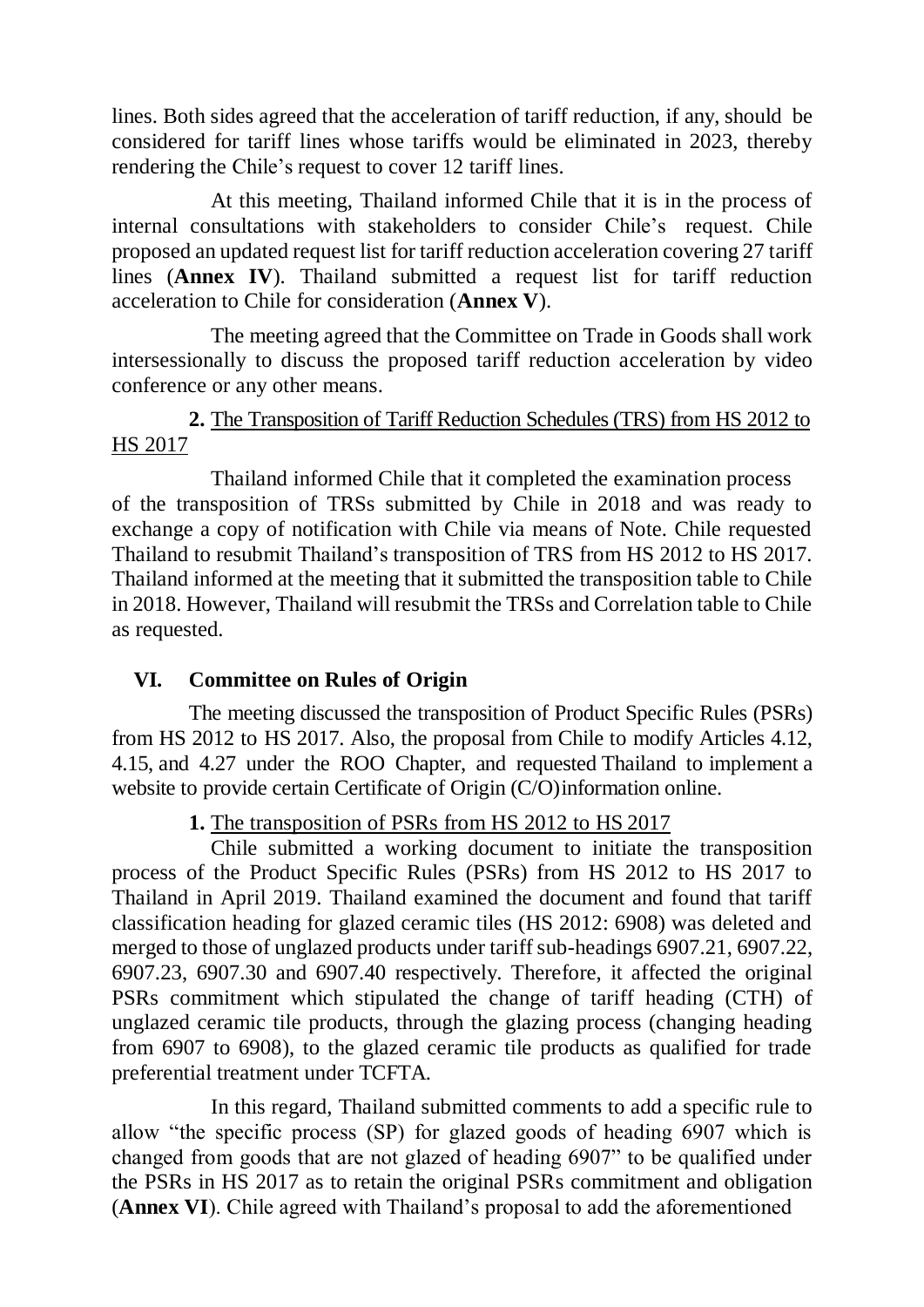lines. Both sides agreed that the acceleration of tariff reduction, if any, should be considered for tariff lines whose tariffs would be eliminated in 2023, thereby rendering the Chile's request to cover 12 tariff lines.

At this meeting, Thailand informed Chile that it is in the process of internal consultations with stakeholders to consider Chile's request. Chile proposed an updated request list for tariff reduction acceleration covering 27 tariff lines (**Annex IV**). Thailand submitted a request list for tariff reduction acceleration to Chile for consideration (**Annex V**).

The meeting agreed that the Committee on Trade in Goods shall work intersessionally to discuss the proposed tariff reduction acceleration by video conference or any other means.

**2.** The Transposition of Tariff Reduction Schedules (TRS) from HS 2012 to HS 2017

Thailand informed Chile that it completed the examination process of the transposition of TRSs submitted by Chile in 2018 and was ready to exchange a copy of notification with Chile via means of Note. Chile requested Thailand to resubmit Thailand's transposition of TRS from HS 2012 to HS 2017. Thailand informed at the meeting that it submitted the transposition table to Chile in 2018. However, Thailand will resubmit the TRSs and Correlation table to Chile as requested.

## VI. Committee on Rules of Origin

The meeting discussed the transposition of Product Specific Rules (PSRs) from HS 2012 to HS 2017. Also, the proposal from Chile to modify Articles 4.12, 4.15, and 4.27 under the ROO Chapter, and requested Thailand to implement a website to provide certain Certificate of Origin (C/O) information online.

**1.** The transposition of PSRs from HS 2012 to HS 2017

Chile submitted a working document to initiate the transposition process of the Product Specific Rules (PSRs) from HS 2012 to HS 2017 to Thailand in April 2019. Thailand examined the document and found that tariff classification heading for glazed ceramic tiles (HS 2012: 6908) was deleted and merged to those of unglazed products under tariff sub-headings 6907.21, 6907.22, 6907.23, 6907.30 and 6907.40 respectively. Therefore, it affected the original PSRs commitment which stipulated the change of tariff heading (CTH) of unglazed ceramic tile products, through the glazing process (changing heading from 6907 to 6908), to the glazed ceramic tile products as qualified for trade preferential treatment under TCFTA.

In this regard, Thailand submitted comments to add a specific rule to allow "the specific process (SP) for glazed goods of heading 6907 which is changed from goods that are not glazed of heading 6907" to be qualified under the PSRs in HS 2017 as to retain the original PSRs commitment and obligation (**Annex VI**). Chile agreed with Thailand's proposal to add the aforementioned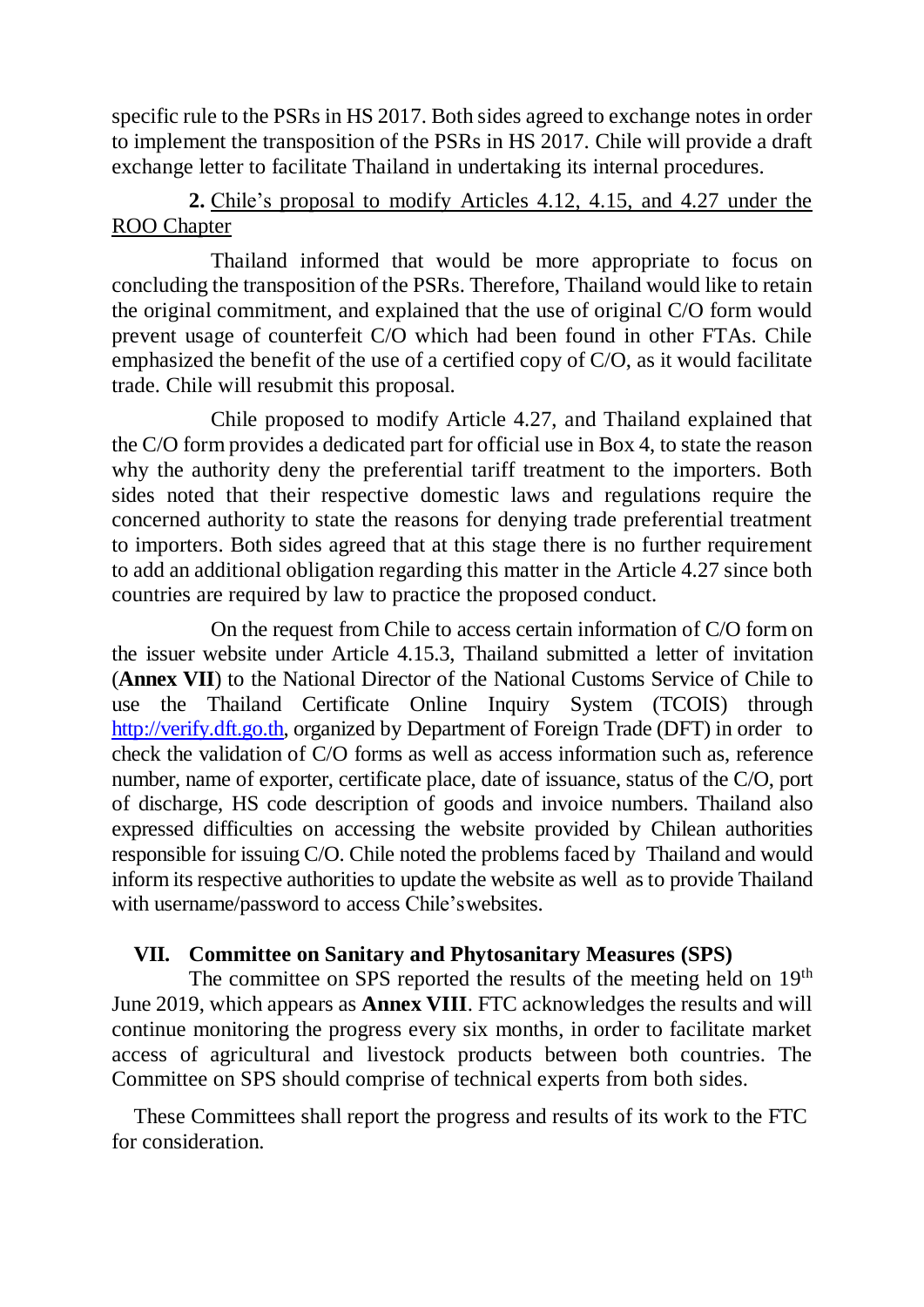specific rule to the PSRs in HS 2017. Both sides agreed to exchange notes in order to implement the transposition of the PSRs in HS 2017. Chile will provide a draft exchange letter to facilitate Thailand in undertaking its internal procedures.

**2.** Chile's proposal to modify Articles 4.12, 4.15, and 4.27 under the ROO Chapter

Thailand informed that would be more appropriate to focus on concluding the transposition of the PSRs. Therefore, Thailand would like to retain the original commitment, and explained that the use of original C/O form would prevent usage of counterfeit C/O which had been found in other FTAs. Chile emphasized the benefit of the use of a certified copy of C/O, as it would facilitate trade. Chile will resubmit this proposal.

Chile proposed to modify Article 4.27, and Thailand explained that the C/O form provides a dedicated part for official use in Box 4, to state the reason why the authority deny the preferential tariff treatment to the importers. Both sides noted that their respective domestic laws and regulations require the concerned authority to state the reasons for denying trade preferential treatment to importers. Both sides agreed that at this stage there is no further requirement to add an additional obligation regarding this matter in the Article 4.27 since both countries are required by law to practice the proposed conduct.

On the request from Chile to access certain information of C/O form on the issuer website under Article 4.15.3, Thailand submitted a letter of invitation (**Annex VII**) to the National Director of the National Customs Service of Chile to use the Thailand Certificate Online Inquiry System (TCOIS) through http://verify.dft.go.th, organized by Department of Foreign Trade (DFT) in order to check the validation of C/O forms as well as access information such as, reference number, name of exporter, certificate place, date of issuance, status of the C/O, port of discharge, HS code description of goods and invoice numbers. Thailand also expressed difficulties on accessing the website provided by Chilean authorities responsible for issuing C/O. Chile noted the problems faced by Thailand and would inform its respective authorities to update the website as well as to provide Thailand with username/password to access Chile'swebsites.

## VII. Committee on Sanitary and Phytosanitary Measures (SPS)

The committee on SPS reported the results of the meeting held on 19th June 2019, which appears as **Annex VIII**. FTC acknowledges the results and will continue monitoring the progress every six months, in order to facilitate market access of agricultural and livestock products between both countries. The Committee on SPS should comprise of technical experts from both sides.

These Committees shall report the progress and results of its work to the FTC for consideration.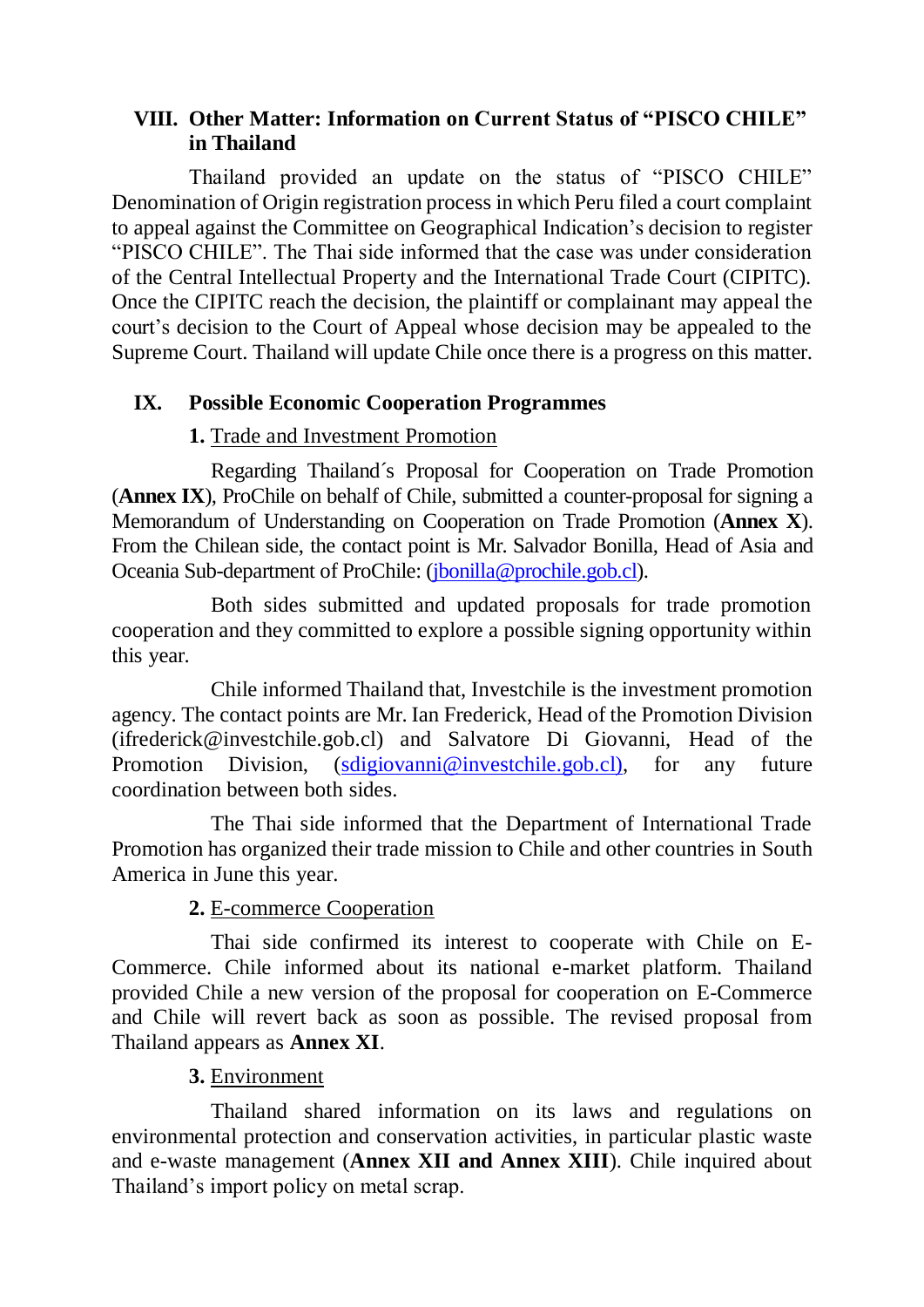## VIII. Other Matter: Information on Current Status of "PISCO CHILE" in Thailand

Thailand provided an update on the status of "PISCO CHILE" Denomination of Origin registration process in which Peru filed a court complaint to appeal against the Committee on Geographical Indication's decision to register "PISCO CHILE". The Thai side informed that the case was under consideration of the Central Intellectual Property and the International Trade Court (CIPITC). Once the CIPITC reach the decision, the plaintiff or complainant may appeal the court's decision to the Court of Appeal whose decision may be appealed to the Supreme Court. Thailand will update Chile once there is a progress on this matter.

## IX. Possible Economic Cooperation Programmes

### 1. Trade and Investment Promotion

Regarding Thailand´s Proposal for Cooperation on Trade Promotion (**Annex IX**), ProChile on behalf of Chile, submitted a counter-proposal for signing a Memorandum of Understanding on Cooperation on Trade Promotion (**Annex X**). From the Chilean side, the contact point is Mr. Salvador Bonilla, Head of Asia and Oceania Sub-department of ProChile: (jbonilla@prochile.gob.cl).

Both sides submitted and updated proposals for trade promotion cooperation and they committed to explore a possible signing opportunity within this year.

Chile informed Thailand that, Investchile is the investment promotion agency. The contact points are Mr. Ian Frederick, Head of the Promotion Division (ifrederick@investchile.gob.cl) and Salvatore Di Giovanni, Head of the Promotion Division, (sdigiovanni@investchile.gob.cl), for any future coordination between both sides.

The Thai side informed that the Department of International Trade Promotion has organized their trade mission to Chile and other countries in South America in June this year.

### 2. E-commerce Cooperation

Thai side confirmed its interest to cooperate with Chile on E-Commerce. Chile informed about its national e-market platform. Thailand provided Chile a new version of the proposal for cooperation on E-Commerce and Chile will revert back as soon as possible. The revised proposal from Thailand appears as **Annex XI**.

### 3. Environment

Thailand shared information on its laws and regulations on environmental protection and conservation activities, in particular plastic waste and e-waste management (**Annex XII and Annex XIII**). Chile inquired about Thailand's import policy on metal scrap.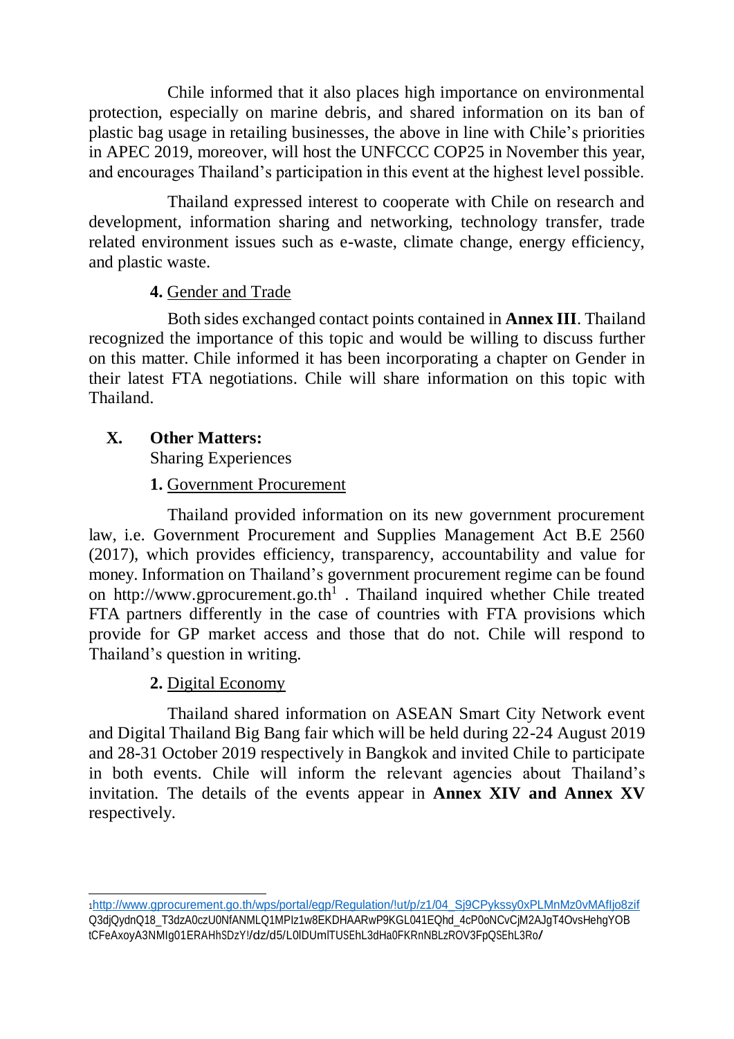Chile informed that it also places high importance on environmental protection, especially on marine debris, and shared information on its ban of plastic bag usage in retailing businesses, the above in line with Chile's priorities in APEC 2019, moreover, will host the UNFCCC COP25 in November this year, and encourages Thailand's participation in this event at the highest level possible.

Thailand expressed interest to cooperate with Chile on research and development, information sharing and networking, technology transfer, trade related environment issues such as e-waste, climate change, energy efficiency, and plastic waste.

**4.** Gender and Trade

Both sides exchanged contact points contained in **Annex III**. Thailand recognized the importance of this topic and would be willing to discuss further on this matter. Chile informed it has been incorporating a chapter on Gender in their latest FTA negotiations. Chile will share information on this topic with Thailand.

## X. Other Matters:

Sharing Experiences

**1.** Government Procurement

Thailand provided information on its new government procurement law, i.e. Government Procurement and Supplies Management Act B.E 2560 (2017), which provides efficiency, transparency, accountability and value for money. Information on Thailand's government procurement regime can be found on http://www.gprocurement.go.th[1] . Thailand inquired whether Chile treated FTA partners differently in the case of countries with FTA provisions which provide for GP market access and those that do not. Chile will respond to Thailand's question in writing.

**2.** Digital Economy

Thailand shared information on ASEAN Smart City Network event and Digital Thailand Big Bang fair which will be held during 22-24 August 2019 and 28-31 October 2019 respectively in Bangkok and invited Chile to participate in both events. Chile will inform the relevant agencies about Thailand's invitation. The details of the events appear in **Annex XIV and Annex XV** respectively.

---

[1] http://www.gprocurement.go.th/wps/portal/egp/Regulation/!ut/p/z1/04_Sj9CPykssy0xPLMnMz0vMAfIjo8zif Q3djQydnQ18_T3dzA0czU0NfANMLQ1MPIz1w8EKDHAARwP9KGL041EQhd_4cP0oNCvCjM2AJgT4OvsHehgYOB tCFeAxoyA3NMIg01ERAHhSDzY!/dz/d5/L0lDUmlTUSEhL3dHa0FKRnNBLzROV3FpQSEhL3Ro/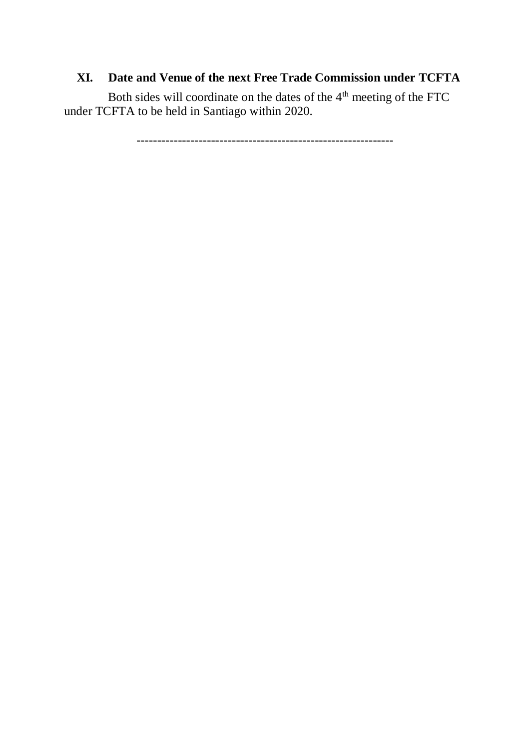## XI. Date and Venue of the next Free Trade Commission under TCFTA

Both sides will coordinate on the dates of the 4th meeting of the FTC under TCFTA to be held in Santiago within 2020.

-------------------------------------------------------------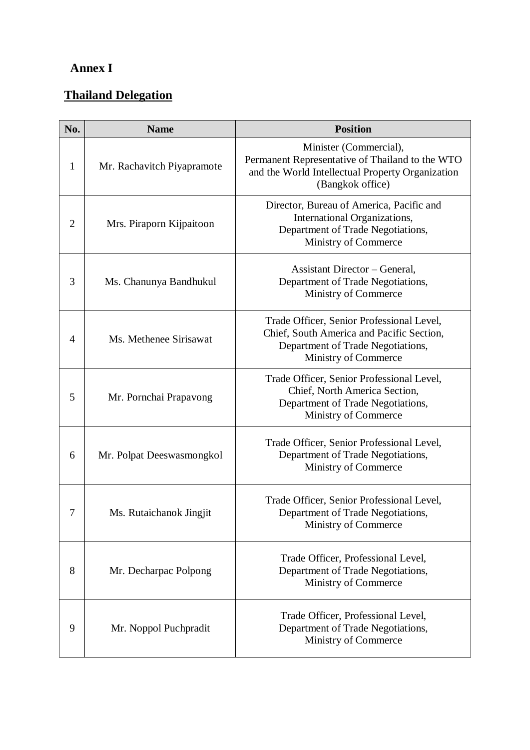**Annex I**

**Thailand Delegation**

| No. | Name | Position |
|---|---|---|
| 1 | Mr. Rachavitch Piyapramote | Minister (Commercial), Permanent Representative of Thailand to the WTO and the World Intellectual Property Organization (Bangkok office) |
| 2 | Mrs. Piraporn Kijpaitoon | Director, Bureau of America, Pacific and International Organizations, Department of Trade Negotiations, Ministry of Commerce |
| 3 | Ms. Chanunya Bandhukul | Assistant Director – General, Department of Trade Negotiations, Ministry of Commerce |
| 4 | Ms. Methenee Sirisawat | Trade Officer, Senior Professional Level, Chief, South America and Pacific Section, Department of Trade Negotiations, Ministry of Commerce |
| 5 | Mr. Pornchai Prapavong | Trade Officer, Senior Professional Level, Chief, North America Section, Department of Trade Negotiations, Ministry of Commerce |
| 6 | Mr. Polpat Deeswasmongkol | Trade Officer, Senior Professional Level, Department of Trade Negotiations, Ministry of Commerce |
| 7 | Ms. Rutaichanok Jingjit | Trade Officer, Senior Professional Level, Department of Trade Negotiations, Ministry of Commerce |
| 8 | Mr. Decharpac Polpong | Trade Officer, Professional Level, Department of Trade Negotiations, Ministry of Commerce |
| 9 | Mr. Noppol Puchpradit | Trade Officer, Professional Level, Department of Trade Negotiations, Ministry of Commerce |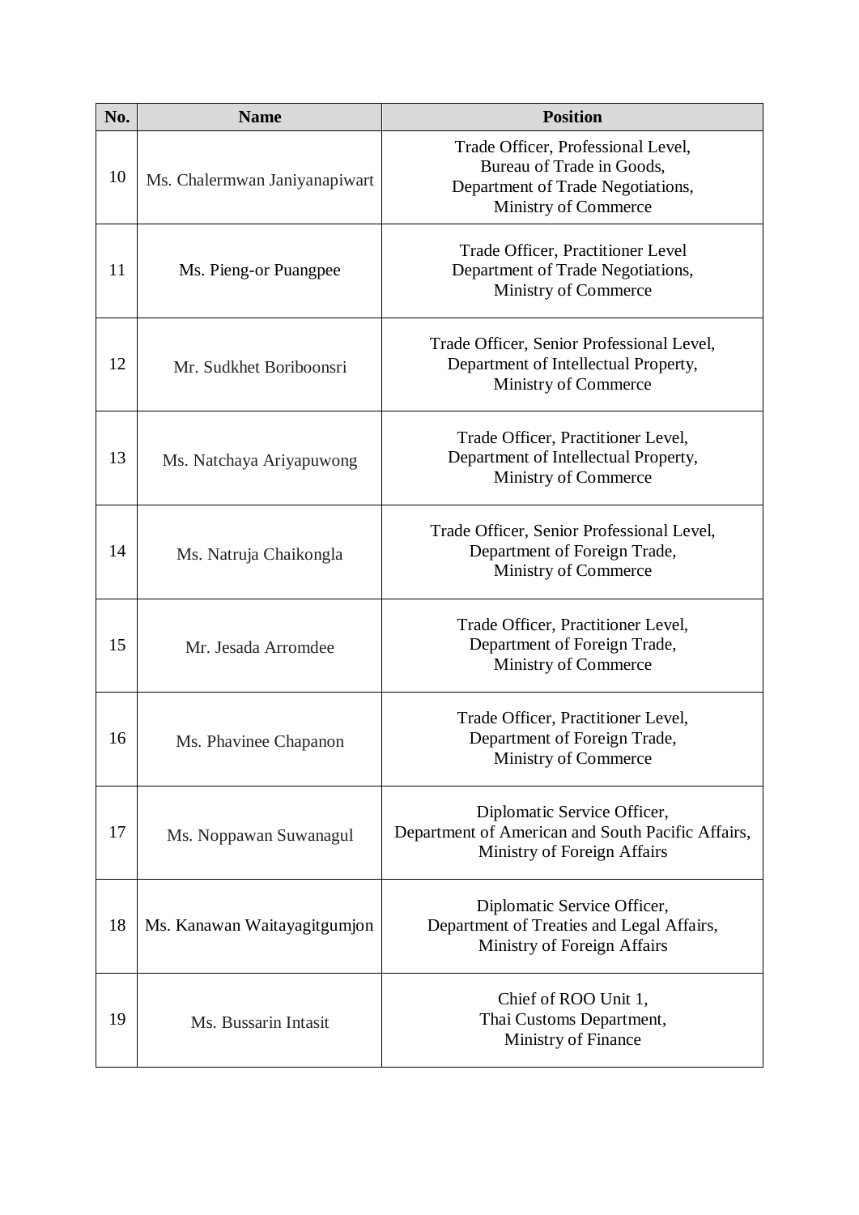| No. | Name | Position |
|---|---|---|
| 10 | Ms. Chalermwan Janiyanapiwart | Trade Officer, Professional Level, Bureau of Trade in Goods, Department of Trade Negotiations, Ministry of Commerce |
| 11 | Ms. Pieng-or Puangpee | Trade Officer, Practitioner Level Department of Trade Negotiations, Ministry of Commerce |
| 12 | Mr. Sudkhet Boriboonsri | Trade Officer, Senior Professional Level, Department of Intellectual Property, Ministry of Commerce |
| 13 | Ms. Natchaya Ariyapuwong | Trade Officer, Practitioner Level, Department of Intellectual Property, Ministry of Commerce |
| 14 | Ms. Natruja Chaikongla | Trade Officer, Senior Professional Level, Department of Foreign Trade, Ministry of Commerce |
| 15 | Mr. Jesada Arromdee | Trade Officer, Practitioner Level, Department of Foreign Trade, Ministry of Commerce |
| 16 | Ms. Phavinee Chapanon | Trade Officer, Practitioner Level, Department of Foreign Trade, Ministry of Commerce |
| 17 | Ms. Noppawan Suwanagul | Diplomatic Service Officer, Department of American and South Pacific Affairs, Ministry of Foreign Affairs |
| 18 | Ms. Kanawan Waitayagitgumjon | Diplomatic Service Officer, Department of Treaties and Legal Affairs, Ministry of Foreign Affairs |
| 19 | Ms. Bussarin Intasit | Chief of ROO Unit 1, Thai Customs Department, Ministry of Finance |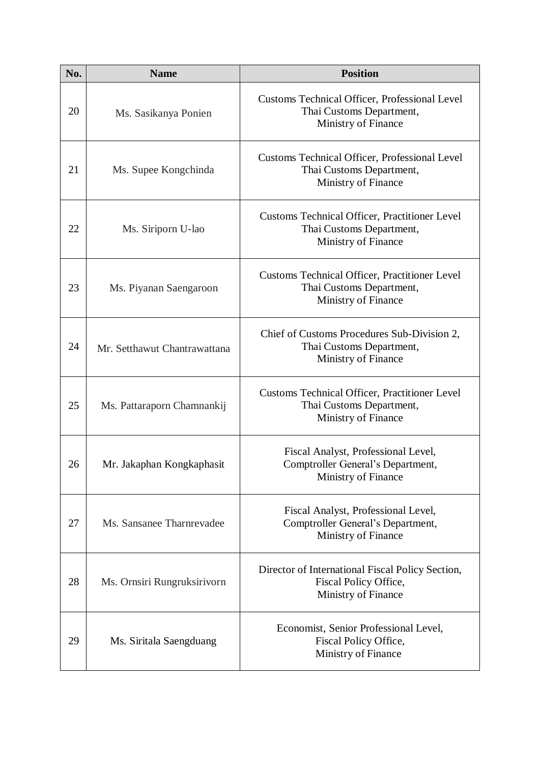| No. | Name | Position |
| --- | --- | --- |
| 20 | Ms. Sasikanya Ponien | Customs Technical Officer, Professional Level Thai Customs Department, Ministry of Finance |
| 21 | Ms. Supee Kongchinda | Customs Technical Officer, Professional Level Thai Customs Department, Ministry of Finance |
| 22 | Ms. Siriporn U-lao | Customs Technical Officer, Practitioner Level Thai Customs Department, Ministry of Finance |
| 23 | Ms. Piyanan Saengaroon | Customs Technical Officer, Practitioner Level Thai Customs Department, Ministry of Finance |
| 24 | Mr. Setthawut Chantrawattana | Chief of Customs Procedures Sub-Division 2, Thai Customs Department, Ministry of Finance |
| 25 | Ms. Pattaraporn Chamnankij | Customs Technical Officer, Practitioner Level Thai Customs Department, Ministry of Finance |
| 26 | Mr. Jakaphan Kongkaphasit | Fiscal Analyst, Professional Level, Comptroller General's Department, Ministry of Finance |
| 27 | Ms. Sansanee Tharnrevadee | Fiscal Analyst, Professional Level, Comptroller General's Department, Ministry of Finance |
| 28 | Ms. Ornsiri Rungruksirivorn | Director of International Fiscal Policy Section, Fiscal Policy Office, Ministry of Finance |
| 29 | Ms. Siritala Saengduang | Economist, Senior Professional Level, Fiscal Policy Office, Ministry of Finance |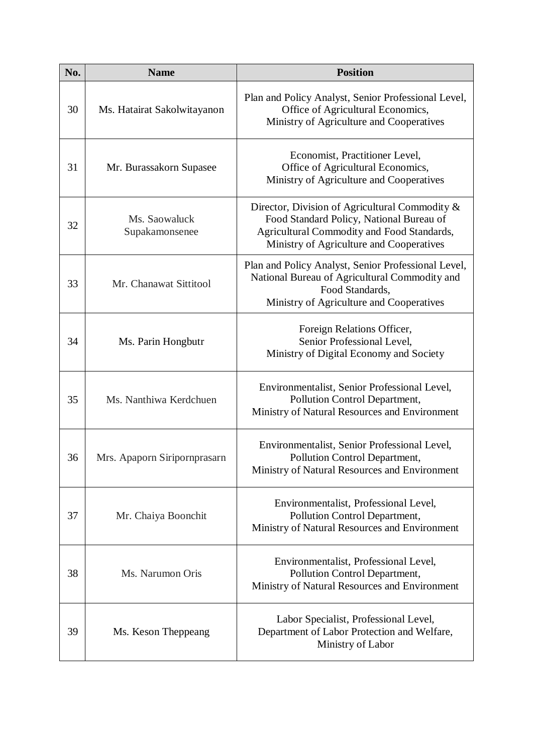| No. | Name | Position |
|---|---|---|
| 30 | Ms. Hatairat Sakolwitayanon | Plan and Policy Analyst, Senior Professional Level, Office of Agricultural Economics, Ministry of Agriculture and Cooperatives |
| 31 | Mr. Burassakorn Supasee | Economist, Practitioner Level, Office of Agricultural Economics, Ministry of Agriculture and Cooperatives |
| 32 | Ms. Saowaluck Supakamonsenee | Director, Division of Agricultural Commodity & Food Standard Policy, National Bureau of Agricultural Commodity and Food Standards, Ministry of Agriculture and Cooperatives |
| 33 | Mr. Chanawat Sittitool | Plan and Policy Analyst, Senior Professional Level, National Bureau of Agricultural Commodity and Food Standards, Ministry of Agriculture and Cooperatives |
| 34 | Ms. Parin Hongbutr | Foreign Relations Officer, Senior Professional Level, Ministry of Digital Economy and Society |
| 35 | Ms. Nanthiwa Kerdchuen | Environmentalist, Senior Professional Level, Pollution Control Department, Ministry of Natural Resources and Environment |
| 36 | Mrs. Apaporn Siripornprasarn | Environmentalist, Senior Professional Level, Pollution Control Department, Ministry of Natural Resources and Environment |
| 37 | Mr. Chaiya Boonchit | Environmentalist, Professional Level, Pollution Control Department, Ministry of Natural Resources and Environment |
| 38 | Ms. Narumon Oris | Environmentalist, Professional Level, Pollution Control Department, Ministry of Natural Resources and Environment |
| 39 | Ms. Keson Theppeang | Labor Specialist, Professional Level, Department of Labor Protection and Welfare, Ministry of Labor |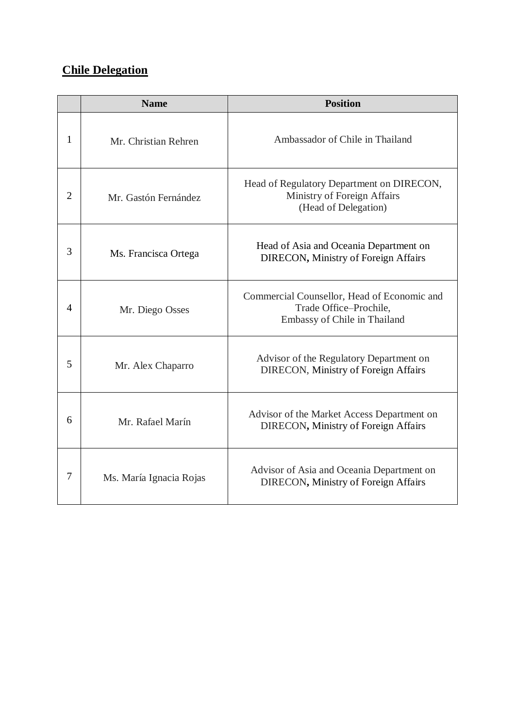**Chile Delegation**

| | Name | Position |
|---|---|---|
| 1 | Mr. Christian Rehren | Ambassador of Chile in Thailand |
| 2 | Mr. Gastón Fernández | Head of Regulatory Department on DIRECON, Ministry of Foreign Affairs (Head of Delegation) |
| 3 | Ms. Francisca Ortega | Head of Asia and Oceania Department on DIRECON, Ministry of Foreign Affairs |
| 4 | Mr. Diego Osses | Commercial Counsellor, Head of Economic and Trade Office–Prochile, Embassy of Chile in Thailand |
| 5 | Mr. Alex Chaparro | Advisor of the Regulatory Department on DIRECON, Ministry of Foreign Affairs |
| 6 | Mr. Rafael Marín | Advisor of the Market Access Department on DIRECON, Ministry of Foreign Affairs |
| 7 | Ms. María Ignacia Rojas | Advisor of Asia and Oceania Department on DIRECON, Ministry of Foreign Affairs |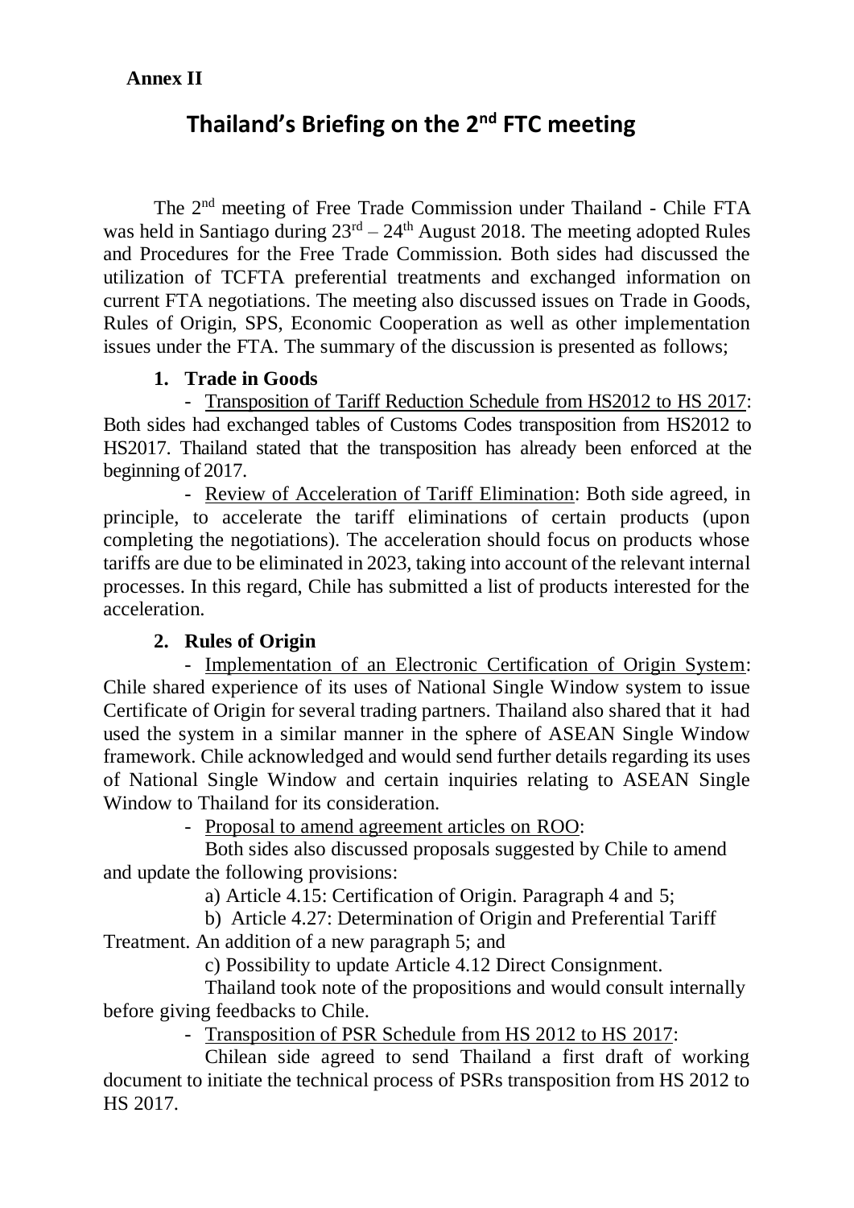**Annex II**

# Thailand's Briefing on the 2nd FTC meeting

The 2nd meeting of Free Trade Commission under Thailand - Chile FTA was held in Santiago during 23rd – 24th August 2018. The meeting adopted Rules and Procedures for the Free Trade Commission. Both sides had discussed the utilization of TCFTA preferential treatments and exchanged information on current FTA negotiations. The meeting also discussed issues on Trade in Goods, Rules of Origin, SPS, Economic Cooperation as well as other implementation issues under the FTA. The summary of the discussion is presented as follows;

## 1. Trade in Goods

- Transposition of Tariff Reduction Schedule from HS2012 to HS 2017: Both sides had exchanged tables of Customs Codes transposition from HS2012 to HS2017. Thailand stated that the transposition has already been enforced at the beginning of 2017.

- Review of Acceleration of Tariff Elimination: Both side agreed, in principle, to accelerate the tariff eliminations of certain products (upon completing the negotiations). The acceleration should focus on products whose tariffs are due to be eliminated in 2023, taking into account of the relevant internal processes. In this regard, Chile has submitted a list of products interested for the acceleration.

## 2. Rules of Origin

- Implementation of an Electronic Certification of Origin System: Chile shared experience of its uses of National Single Window system to issue Certificate of Origin for several trading partners. Thailand also shared that it had used the system in a similar manner in the sphere of ASEAN Single Window framework. Chile acknowledged and would send further details regarding its uses of National Single Window and certain inquiries relating to ASEAN Single Window to Thailand for its consideration.

- Proposal to amend agreement articles on ROO:

Both sides also discussed proposals suggested by Chile to amend and update the following provisions:

a) Article 4.15: Certification of Origin. Paragraph 4 and 5;

b) Article 4.27: Determination of Origin and Preferential Tariff Treatment. An addition of a new paragraph 5; and

c) Possibility to update Article 4.12 Direct Consignment.

Thailand took note of the propositions and would consult internally before giving feedbacks to Chile.

- Transposition of PSR Schedule from HS 2012 to HS 2017:

Chilean side agreed to send Thailand a first draft of working document to initiate the technical process of PSRs transposition from HS 2012 to HS 2017.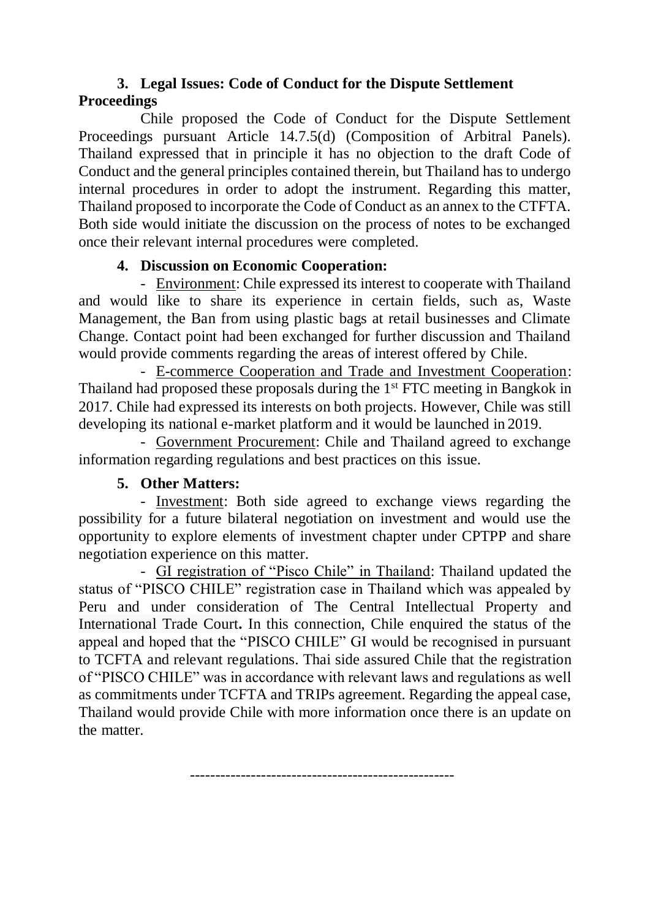### 3. Legal Issues: Code of Conduct for the Dispute Settlement Proceedings

Chile proposed the Code of Conduct for the Dispute Settlement Proceedings pursuant Article 14.7.5(d) (Composition of Arbitral Panels). Thailand expressed that in principle it has no objection to the draft Code of Conduct and the general principles contained therein, but Thailand has to undergo internal procedures in order to adopt the instrument. Regarding this matter, Thailand proposed to incorporate the Code of Conduct as an annex to the CTFTA. Both side would initiate the discussion on the process of notes to be exchanged once their relevant internal procedures were completed.

### 4. Discussion on Economic Cooperation:

- Environment: Chile expressed its interest to cooperate with Thailand and would like to share its experience in certain fields, such as, Waste Management, the Ban from using plastic bags at retail businesses and Climate Change. Contact point had been exchanged for further discussion and Thailand would provide comments regarding the areas of interest offered by Chile.

- E-commerce Cooperation and Trade and Investment Cooperation: Thailand had proposed these proposals during the 1st FTC meeting in Bangkok in 2017. Chile had expressed its interests on both projects. However, Chile was still developing its national e-market platform and it would be launched in 2019.

- Government Procurement: Chile and Thailand agreed to exchange information regarding regulations and best practices on this issue.

### 5. Other Matters:

- Investment: Both side agreed to exchange views regarding the possibility for a future bilateral negotiation on investment and would use the opportunity to explore elements of investment chapter under CPTPP and share negotiation experience on this matter.

- GI registration of "Pisco Chile" in Thailand: Thailand updated the status of "PISCO CHILE" registration case in Thailand which was appealed by Peru and under consideration of The Central Intellectual Property and International Trade Court**.** In this connection, Chile enquired the status of the appeal and hoped that the "PISCO CHILE" GI would be recognised in pursuant to TCFTA and relevant regulations. Thai side assured Chile that the registration of "PISCO CHILE" was in accordance with relevant laws and regulations as well as commitments under TCFTA and TRIPs agreement. Regarding the appeal case, Thailand would provide Chile with more information once there is an update on the matter.

---------------------------------------------------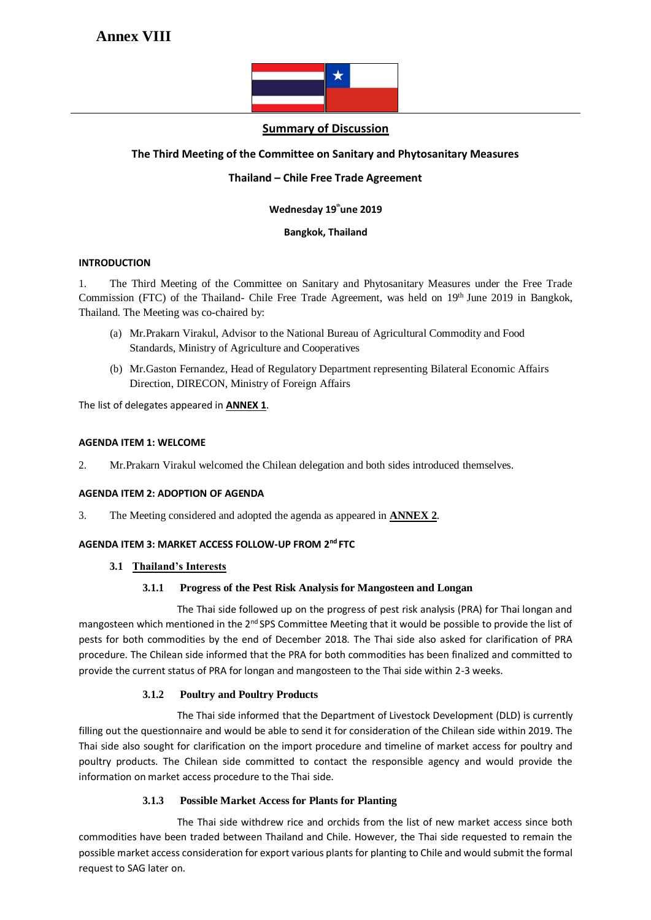# Annex VIII

**Summary of Discussion**

**The Third Meeting of the Committee on Sanitary and Phytosanitary Measures**

**Thailand – Chile Free Trade Agreement**

**Wednesday 19thune 2019**

**Bangkok, Thailand**

#### INTRODUCTION

1. The Third Meeting of the Committee on Sanitary and Phytosanitary Measures under the Free Trade Commission (FTC) of the Thailand- Chile Free Trade Agreement, was held on 19th June 2019 in Bangkok, Thailand. The Meeting was co-chaired by:

   (a) Mr.Prakarn Virakul, Advisor to the National Bureau of Agricultural Commodity and Food Standards, Ministry of Agriculture and Cooperatives

   (b) Mr.Gaston Fernandez, Head of Regulatory Department representing Bilateral Economic Affairs Direction, DIRECON, Ministry of Foreign Affairs

The list of delegates appeared in **ANNEX 1**.

#### AGENDA ITEM 1: WELCOME

2. Mr.Prakarn Virakul welcomed the Chilean delegation and both sides introduced themselves.

#### AGENDA ITEM 2: ADOPTION OF AGENDA

3. The Meeting considered and adopted the agenda as appeared in **ANNEX 2**.

#### AGENDA ITEM 3: MARKET ACCESS FOLLOW-UP FROM 2nd FTC

**3.1 Thailand's Interests**

**3.1.1 Progress of the Pest Risk Analysis for Mangosteen and Longan**

The Thai side followed up on the progress of pest risk analysis (PRA) for Thai longan and mangosteen which mentioned in the 2nd SPS Committee Meeting that it would be possible to provide the list of pests for both commodities by the end of December 2018. The Thai side also asked for clarification of PRA procedure. The Chilean side informed that the PRA for both commodities has been finalized and committed to provide the current status of PRA for longan and mangosteen to the Thai side within 2-3 weeks.

**3.1.2 Poultry and Poultry Products**

The Thai side informed that the Department of Livestock Development (DLD) is currently filling out the questionnaire and would be able to send it for consideration of the Chilean side within 2019. The Thai side also sought for clarification on the import procedure and timeline of market access for poultry and poultry products. The Chilean side committed to contact the responsible agency and would provide the information on market access procedure to the Thai side.

**3.1.3 Possible Market Access for Plants for Planting**

The Thai side withdrew rice and orchids from the list of new market access since both commodities have been traded between Thailand and Chile. However, the Thai side requested to remain the possible market access consideration for export various plants for planting to Chile and would submit the formal request to SAG later on.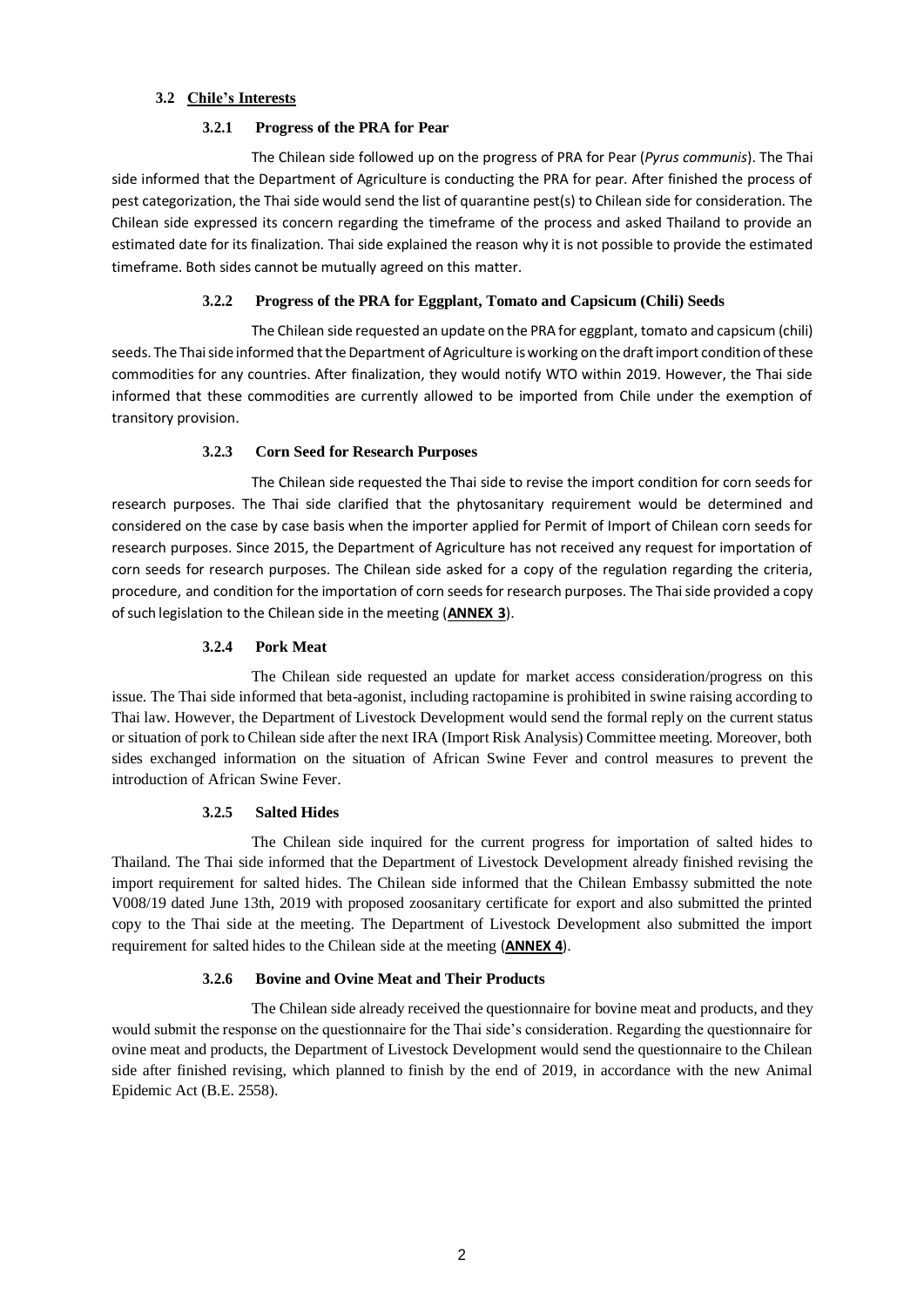### 3.2 Chile's Interests

#### 3.2.1 Progress of the PRA for Pear

The Chilean side followed up on the progress of PRA for Pear (*Pyrus communis*). The Thai side informed that the Department of Agriculture is conducting the PRA for pear. After finished the process of pest categorization, the Thai side would send the list of quarantine pest(s) to Chilean side for consideration. The Chilean side expressed its concern regarding the timeframe of the process and asked Thailand to provide an estimated date for its finalization. Thai side explained the reason why it is not possible to provide the estimated timeframe. Both sides cannot be mutually agreed on this matter.

#### 3.2.2 Progress of the PRA for Eggplant, Tomato and Capsicum (Chili) Seeds

The Chilean side requested an update on the PRA for eggplant, tomato and capsicum (chili) seeds. The Thai side informed that the Department of Agriculture is working on the draft import condition of these commodities for any countries. After finalization, they would notify WTO within 2019. However, the Thai side informed that these commodities are currently allowed to be imported from Chile under the exemption of transitory provision.

#### 3.2.3 Corn Seed for Research Purposes

The Chilean side requested the Thai side to revise the import condition for corn seeds for research purposes. The Thai side clarified that the phytosanitary requirement would be determined and considered on the case by case basis when the importer applied for Permit of Import of Chilean corn seeds for research purposes. Since 2015, the Department of Agriculture has not received any request for importation of corn seeds for research purposes. The Chilean side asked for a copy of the regulation regarding the criteria, procedure, and condition for the importation of corn seeds for research purposes. The Thai side provided a copy of such legislation to the Chilean side in the meeting (**ANNEX 3**).

#### 3.2.4 Pork Meat

The Chilean side requested an update for market access consideration/progress on this issue. The Thai side informed that beta-agonist, including ractopamine is prohibited in swine raising according to Thai law. However, the Department of Livestock Development would send the formal reply on the current status or situation of pork to Chilean side after the next IRA (Import Risk Analysis) Committee meeting. Moreover, both sides exchanged information on the situation of African Swine Fever and control measures to prevent the introduction of African Swine Fever.

#### 3.2.5 Salted Hides

The Chilean side inquired for the current progress for importation of salted hides to Thailand. The Thai side informed that the Department of Livestock Development already finished revising the import requirement for salted hides. The Chilean side informed that the Chilean Embassy submitted the note V008/19 dated June 13th, 2019 with proposed zoosanitary certificate for export and also submitted the printed copy to the Thai side at the meeting. The Department of Livestock Development also submitted the import requirement for salted hides to the Chilean side at the meeting (**ANNEX 4**).

#### 3.2.6 Bovine and Ovine Meat and Their Products

The Chilean side already received the questionnaire for bovine meat and products, and they would submit the response on the questionnaire for the Thai side's consideration. Regarding the questionnaire for ovine meat and products, the Department of Livestock Development would send the questionnaire to the Chilean side after finished revising, which planned to finish by the end of 2019, in accordance with the new Animal Epidemic Act (B.E. 2558).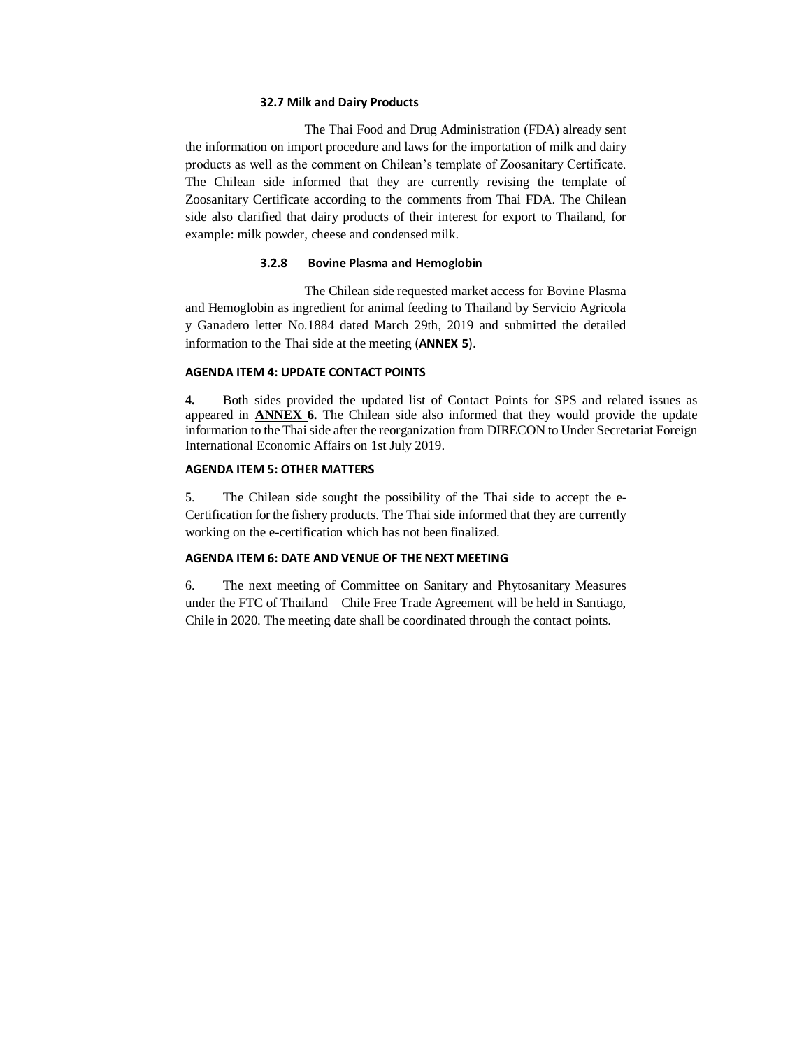#### 32.7 Milk and Dairy Products

The Thai Food and Drug Administration (FDA) already sent the information on import procedure and laws for the importation of milk and dairy products as well as the comment on Chilean's template of Zoosanitary Certificate. The Chilean side informed that they are currently revising the template of Zoosanitary Certificate according to the comments from Thai FDA. The Chilean side also clarified that dairy products of their interest for export to Thailand, for example: milk powder, cheese and condensed milk.

#### 3.2.8 Bovine Plasma and Hemoglobin

The Chilean side requested market access for Bovine Plasma and Hemoglobin as ingredient for animal feeding to Thailand by Servicio Agricola y Ganadero letter No.1884 dated March 29th, 2019 and submitted the detailed information to the Thai side at the meeting (**ANNEX 5**).

### AGENDA ITEM 4: UPDATE CONTACT POINTS

**4.** Both sides provided the updated list of Contact Points for SPS and related issues as appeared in **ANNEX 6.** The Chilean side also informed that they would provide the update information to the Thai side after the reorganization from DIRECON to Under Secretariat Foreign International Economic Affairs on 1st July 2019.

### AGENDA ITEM 5: OTHER MATTERS

5. The Chilean side sought the possibility of the Thai side to accept the e-Certification for the fishery products. The Thai side informed that they are currently working on the e-certification which has not been finalized.

### AGENDA ITEM 6: DATE AND VENUE OF THE NEXT MEETING

6. The next meeting of Committee on Sanitary and Phytosanitary Measures under the FTC of Thailand – Chile Free Trade Agreement will be held in Santiago, Chile in 2020. The meeting date shall be coordinated through the contact points.